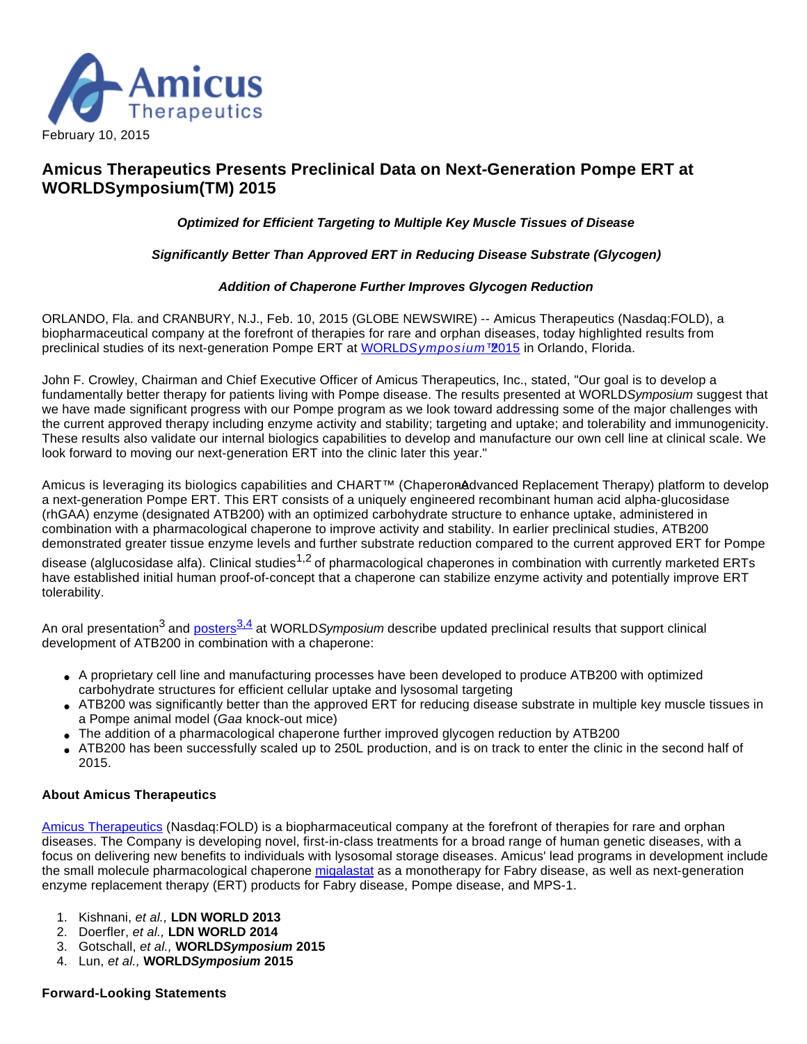February 10, 2015

# Amicus Therapeutics Presents Preclinical Data on Next-Generation Pompe ERT at WORLDSymposium(TM) 2015

***Optimized for Efficient Targeting to Multiple Key Muscle Tissues of Disease***

***Significantly Better Than Approved ERT in Reducing Disease Substrate (Glycogen)***

***Addition of Chaperone Further Improves Glycogen Reduction***

ORLANDO, Fla. and CRANBURY, N.J., Feb. 10, 2015 (GLOBE NEWSWIRE) -- Amicus Therapeutics (Nasdaq:FOLD), a biopharmaceutical company at the forefront of therapies for rare and orphan diseases, today highlighted results from preclinical studies of its next-generation Pompe ERT at WORLD*Symposium*™ 2015 in Orlando, Florida.

John F. Crowley, Chairman and Chief Executive Officer of Amicus Therapeutics, Inc., stated, "Our goal is to develop a fundamentally better therapy for patients living with Pompe disease. The results presented at WORLD*Symposium* suggest that we have made significant progress with our Pompe program as we look toward addressing some of the major challenges with the current approved therapy including enzyme activity and stability; targeting and uptake; and tolerability and immunogenicity. These results also validate our internal biologics capabilities to develop and manufacture our own cell line at clinical scale. We look forward to moving our next-generation ERT into the clinic later this year."

Amicus is leveraging its biologics capabilities and CHART™ (Chaperone-Advanced Replacement Therapy) platform to develop a next-generation Pompe ERT. This ERT consists of a uniquely engineered recombinant human acid alpha-glucosidase (rhGAA) enzyme (designated ATB200) with an optimized carbohydrate structure to enhance uptake, administered in combination with a pharmacological chaperone to improve activity and stability. In earlier preclinical studies, ATB200 demonstrated greater tissue enzyme levels and further substrate reduction compared to the current approved ERT for Pompe disease (alglucosidase alfa). Clinical studies[1,2] of pharmacological chaperones in combination with currently marketed ERTs have established initial human proof-of-concept that a chaperone can stabilize enzyme activity and potentially improve ERT tolerability.

An oral presentation[3] and posters[3,4] at WORLD*Symposium* describe updated preclinical results that support clinical development of ATB200 in combination with a chaperone:

- A proprietary cell line and manufacturing processes have been developed to produce ATB200 with optimized carbohydrate structures for efficient cellular uptake and lysosomal targeting
- ATB200 was significantly better than the approved ERT for reducing disease substrate in multiple key muscle tissues in a Pompe animal model (*Gaa* knock-out mice)
- The addition of a pharmacological chaperone further improved glycogen reduction by ATB200
- ATB200 has been successfully scaled up to 250L production, and is on track to enter the clinic in the second half of 2015.

**About Amicus Therapeutics**

Amicus Therapeutics (Nasdaq:FOLD) is a biopharmaceutical company at the forefront of therapies for rare and orphan diseases. The Company is developing novel, first-in-class treatments for a broad range of human genetic diseases, with a focus on delivering new benefits to individuals with lysosomal storage diseases. Amicus' lead programs in development include the small molecule pharmacological chaperone migalastat as a monotherapy for Fabry disease, as well as next-generation enzyme replacement therapy (ERT) products for Fabry disease, Pompe disease, and MPS-1.

1. Kishnani, *et al.,* **LDN WORLD 2013**
2. Doerfler, *et al.,* **LDN WORLD 2014**
3. Gotschall, *et al.,* **WORLD*Symposium* 2015**
4. Lun, *et al.,* **WORLD*Symposium* 2015**

**Forward-Looking Statements**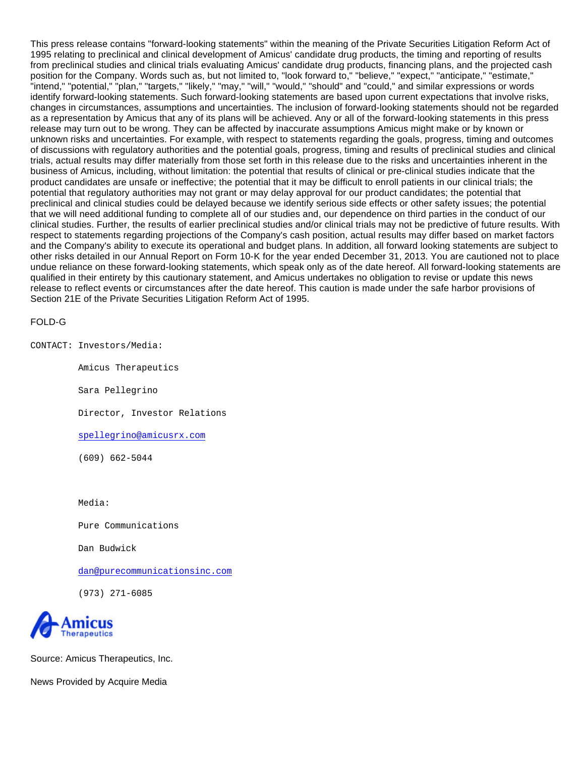This press release contains "forward-looking statements" within the meaning of the Private Securities Litigation Reform Act of 1995 relating to preclinical and clinical development of Amicus' candidate drug products, the timing and reporting of results from preclinical studies and clinical trials evaluating Amicus' candidate drug products, financing plans, and the projected cash position for the Company. Words such as, but not limited to, "look forward to," "believe," "expect," "anticipate," "estimate," "intend," "potential," "plan," "targets," "likely," "may," "will," "would," "should" and "could," and similar expressions or words identify forward-looking statements. Such forward-looking statements are based upon current expectations that involve risks, changes in circumstances, assumptions and uncertainties. The inclusion of forward-looking statements should not be regarded as a representation by Amicus that any of its plans will be achieved. Any or all of the forward-looking statements in this press release may turn out to be wrong. They can be affected by inaccurate assumptions Amicus might make or by known or unknown risks and uncertainties. For example, with respect to statements regarding the goals, progress, timing and outcomes of discussions with regulatory authorities and the potential goals, progress, timing and results of preclinical studies and clinical trials, actual results may differ materially from those set forth in this release due to the risks and uncertainties inherent in the business of Amicus, including, without limitation: the potential that results of clinical or pre-clinical studies indicate that the product candidates are unsafe or ineffective; the potential that it may be difficult to enroll patients in our clinical trials; the potential that regulatory authorities may not grant or may delay approval for our product candidates; the potential that preclinical and clinical studies could be delayed because we identify serious side effects or other safety issues; the potential that we will need additional funding to complete all of our studies and, our dependence on third parties in the conduct of our clinical studies. Further, the results of earlier preclinical studies and/or clinical trials may not be predictive of future results. With respect to statements regarding projections of the Company's cash position, actual results may differ based on market factors and the Company's ability to execute its operational and budget plans. In addition, all forward looking statements are subject to other risks detailed in our Annual Report on Form 10-K for the year ended December 31, 2013. You are cautioned not to place undue reliance on these forward-looking statements, which speak only as of the date hereof. All forward-looking statements are qualified in their entirety by this cautionary statement, and Amicus undertakes no obligation to revise or update this news release to reflect events or circumstances after the date hereof. This caution is made under the safe harbor provisions of Section 21E of the Private Securities Litigation Reform Act of 1995.

FOLD-G

CONTACT: Investors/Media:

Amicus Therapeutics

Sara Pellegrino

Director, Investor Relations

spellegrino@amicusrx.com

(609) 662-5044

Media:

Pure Communications

Dan Budwick

dan@purecommunicationsinc.com

(973) 271-6085

Amicus Therapeutics

Source: Amicus Therapeutics, Inc.

News Provided by Acquire Media